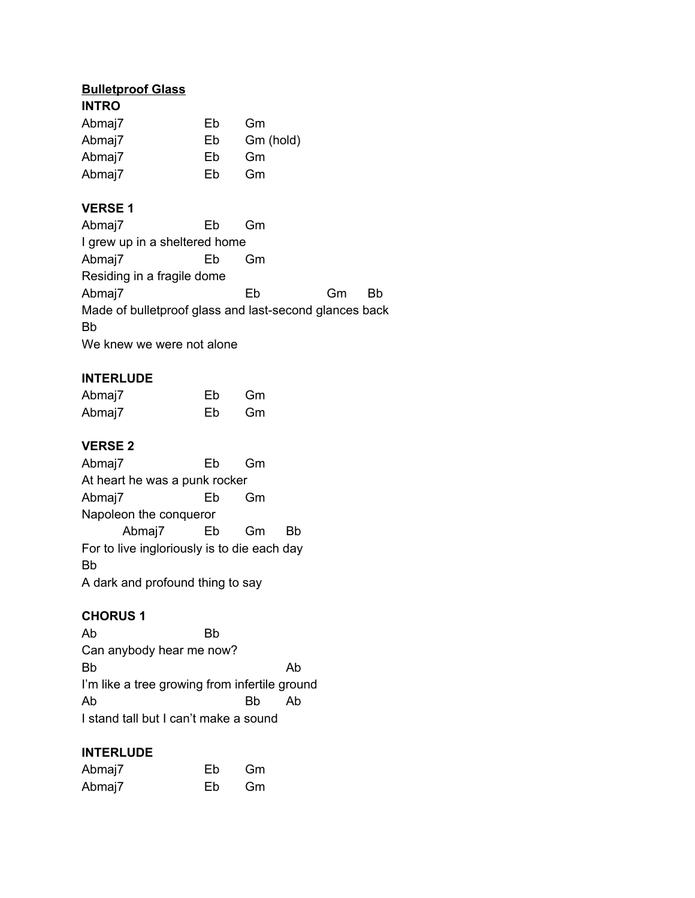**Bulletproof Glass**

**INTRO**

```
Abmaj7              Eb      Gm
Abmaj7              Eb      Gm (hold)
Abmaj7              Eb      Gm
Abmaj7              Eb      Gm
```

**VERSE 1**

```
Abmaj7              Eb      Gm
I grew up in a sheltered home
Abmaj7              Eb      Gm
Residing in a fragile dome
Abmaj7                      Eb              Gm      Bb
Made of bulletproof glass and last-second glances back
Bb
We knew we were not alone
```

**INTERLUDE**

```
Abmaj7              Eb      Gm
Abmaj7              Eb      Gm
```

**VERSE 2**

```
Abmaj7              Eb      Gm
At heart he was a punk rocker
Abmaj7              Eb      Gm
Napoleon the conqueror
        Abmaj7      Eb      Gm      Bb
For to live ingloriously is to die each day
Bb
A dark and profound thing to say
```

**CHORUS 1**

```
Ab                  Bb
Can anybody hear me now?
Bb                                      Ab
I'm like a tree growing from infertile ground
Ab                              Bb      Ab
I stand tall but I can't make a sound
```

**INTERLUDE**

```
Abmaj7              Eb      Gm
Abmaj7              Eb      Gm
```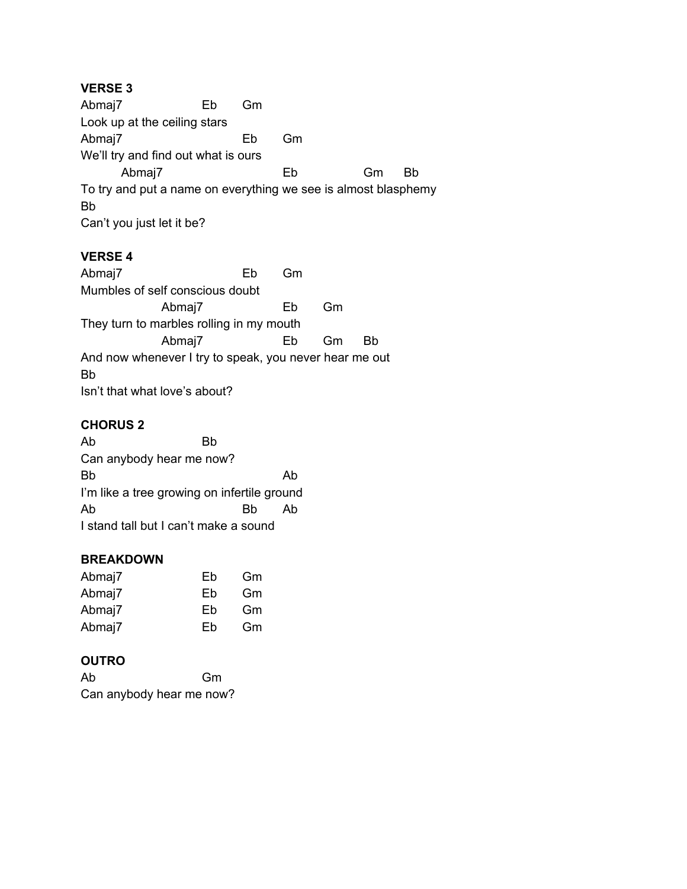**VERSE 3**

```
Abmaj7                 Eb      Gm
Look up at the ceiling stars
Abmaj7                         Eb      Gm
We'll try and find out what is ours
         Abmaj7                        Eb              Gm     Bb
To try and put a name on everything we see is almost blasphemy
Bb
Can't you just let it be?
```

**VERSE 4**

```
Abmaj7                         Eb      Gm
Mumbles of self conscious doubt
                Abmaj7                 Eb      Gm
They turn to marbles rolling in my mouth
                Abmaj7                 Eb      Gm     Bb
And now whenever I try to speak, you never hear me out
Bb
Isn't that what love's about?
```

**CHORUS 2**

```
Ab                     Bb
Can anybody hear me now?
Bb                                     Ab
I'm like a tree growing on infertile ground
Ab                             Bb      Ab
I stand tall but I can't make a sound
```

**BREAKDOWN**

```
Abmaj7                 Eb      Gm
Abmaj7                 Eb      Gm
Abmaj7                 Eb      Gm
Abmaj7                 Eb      Gm
```

**OUTRO**

```
Ab                     Gm
Can anybody hear me now?
```